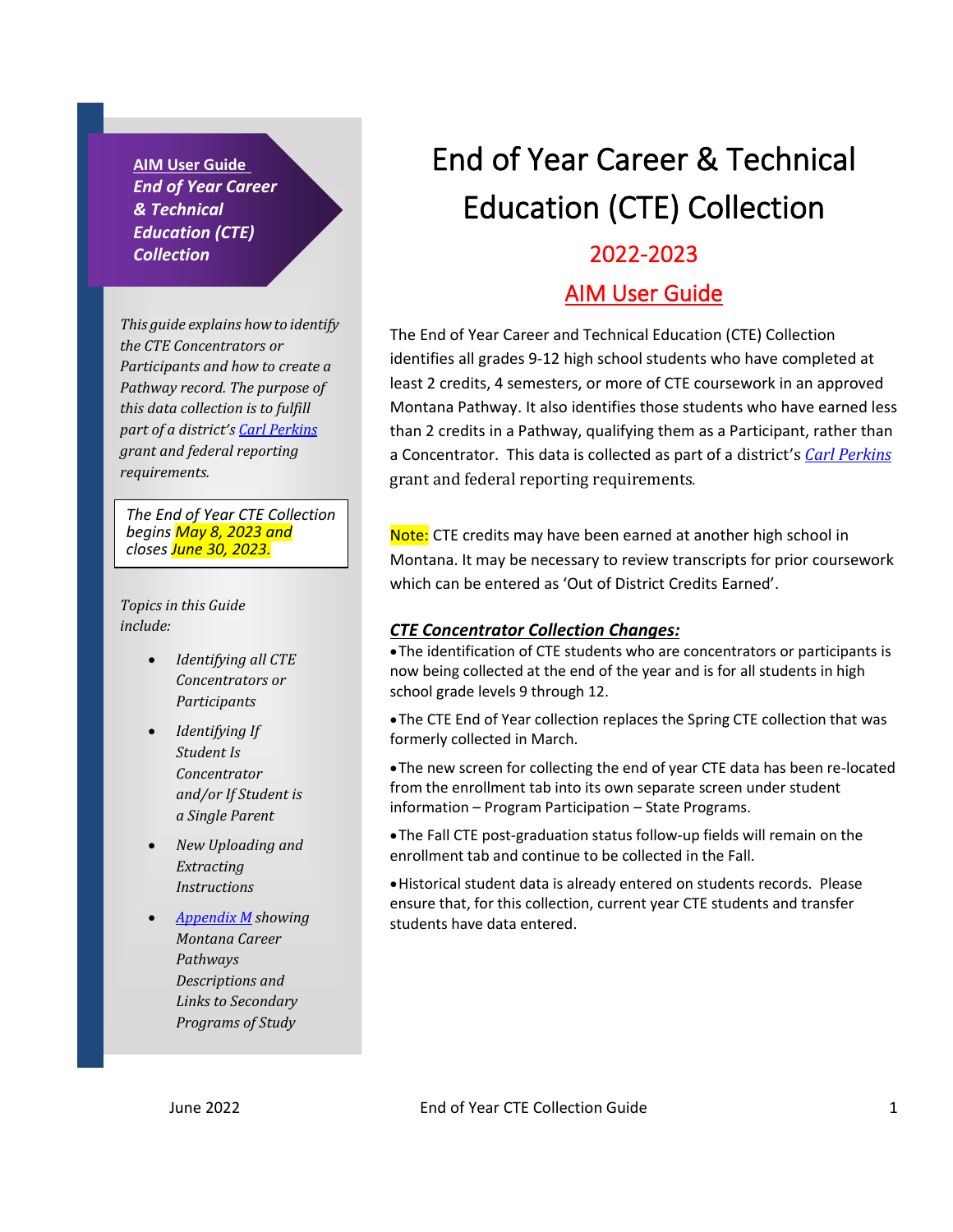**AIM User Guide**
***End of Year Career & Technical Education (CTE) Collection***

*This guide explains how to identify the CTE Concentrators or Participants and how to create a Pathway record. The purpose of this data collection is to fulfill part of a district's [Carl Perkins](#) grant and federal reporting requirements.*

*The End of Year CTE Collection begins May 8, 2023 and closes June 30, 2023.*

*Topics in this Guide include:*

- *Identifying all CTE Concentrators or Participants*
- *Identifying If Student Is Concentrator and/or If Student is a Single Parent*
- *New Uploading and Extracting Instructions*
- *[Appendix M](#) showing Montana Career Pathways Descriptions and Links to Secondary Programs of Study*

# End of Year Career & Technical Education (CTE) Collection

## 2022-2023

## AIM User Guide

The End of Year Career and Technical Education (CTE) Collection identifies all grades 9-12 high school students who have completed at least 2 credits, 4 semesters, or more of CTE coursework in an approved Montana Pathway. It also identifies those students who have earned less than 2 credits in a Pathway, qualifying them as a Participant, rather than a Concentrator. This data is collected as part of a district's *[Carl Perkins](#)* grant and federal reporting requirements.

Note: CTE credits may have been earned at another high school in Montana. It may be necessary to review transcripts for prior coursework which can be entered as 'Out of District Credits Earned'.

### *CTE Concentrator Collection Changes:*

- The identification of CTE students who are concentrators or participants is now being collected at the end of the year and is for all students in high school grade levels 9 through 12.
- The CTE End of Year collection replaces the Spring CTE collection that was formerly collected in March.
- The new screen for collecting the end of year CTE data has been re-located from the enrollment tab into its own separate screen under student information – Program Participation – State Programs.
- The Fall CTE post-graduation status follow-up fields will remain on the enrollment tab and continue to be collected in the Fall.
- Historical student data is already entered on students records. Please ensure that, for this collection, current year CTE students and transfer students have data entered.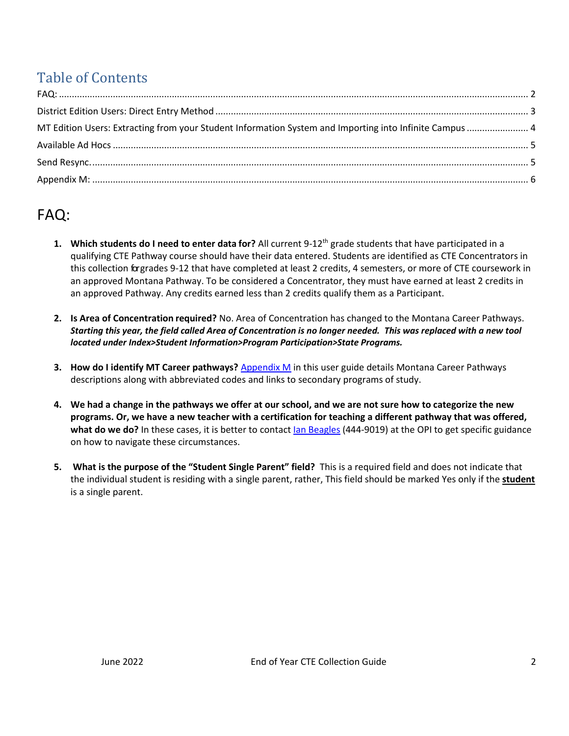# Table of Contents

FAQ: ..... 2
District Edition Users: Direct Entry Method ..... 3
MT Edition Users: Extracting from your Student Information System and Importing into Infinite Campus ..... 4
Available Ad Hocs ..... 5
Send Resync. ..... 5
Appendix M: ..... 6

# FAQ:

1. **Which students do I need to enter data for?** All current 9-12th grade students that have participated in a qualifying CTE Pathway course should have their data entered. Students are identified as CTE Concentrators in this collection for grades 9-12 that have completed at least 2 credits, 4 semesters, or more of CTE coursework in an approved Montana Pathway. To be considered a Concentrator, they must have earned at least 2 credits in an approved Pathway. Any credits earned less than 2 credits qualify them as a Participant.

2. **Is Area of Concentration required?** No. Area of Concentration has changed to the Montana Career Pathways. ***Starting this year, the field called Area of Concentration is no longer needed. This was replaced with a new tool located under Index>Student Information>Program Participation>State Programs.***

3. **How do I identify MT Career pathways?** Appendix M in this user guide details Montana Career Pathways descriptions along with abbreviated codes and links to secondary programs of study.

4. **We had a change in the pathways we offer at our school, and we are not sure how to categorize the new programs. Or, we have a new teacher with a certification for teaching a different pathway that was offered, what do we do?** In these cases, it is better to contact Ian Beagles (444-9019) at the OPI to get specific guidance on how to navigate these circumstances.

5. **What is the purpose of the "Student Single Parent" field?** This is a required field and does not indicate that the individual student is residing with a single parent, rather, This field should be marked Yes only if the **student** is a single parent.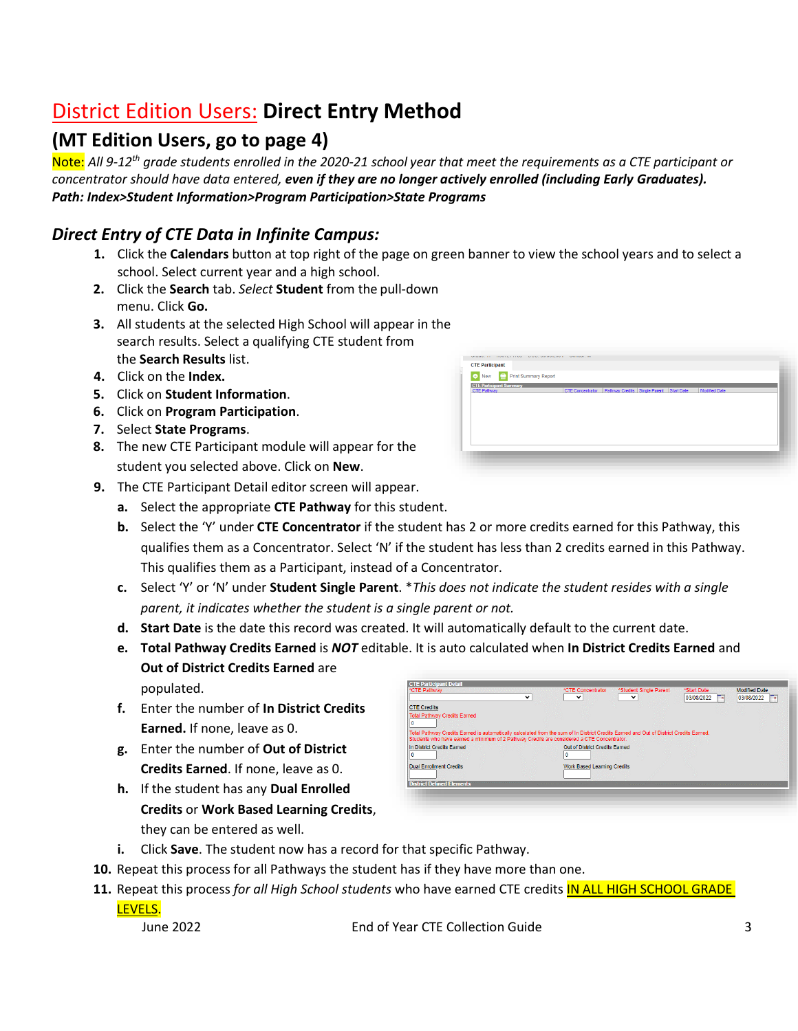# District Edition Users: Direct Entry Method

## (MT Edition Users, go to page 4)

Note: *All 9-12th grade students enrolled in the 2020-21 school year that meet the requirements as a CTE participant or concentrator should have data entered,* ***even if they are no longer actively enrolled (including Early Graduates).***
***Path: Index>Student Information>Program Participation>State Programs***

### *Direct Entry of CTE Data in Infinite Campus:*

1. Click the **Calendars** button at top right of the page on green banner to view the school years and to select a school. Select current year and a high school.
2. Click the **Search** tab. *Select* **Student** from the pull-down menu. Click **Go.**
3. All students at the selected High School will appear in the search results. Select a qualifying CTE student from the **Search Results** list.
4. Click on the **Index.**
5. Click on **Student Information**.
6. Click on **Program Participation**.
7. Select **State Programs**.
8. The new CTE Participant module will appear for the student you selected above. Click on **New**.
9. The CTE Participant Detail editor screen will appear.
   a. Select the appropriate **CTE Pathway** for this student.
   b. Select the 'Y' under **CTE Concentrator** if the student has 2 or more credits earned for this Pathway, this qualifies them as a Concentrator. Select 'N' if the student has less than 2 credits earned in this Pathway. This qualifies them as a Participant, instead of a Concentrator.
   c. Select 'Y' or 'N' under **Student Single Parent**. *\*This does not indicate the student resides with a single parent, it indicates whether the student is a single parent or not.*
   d. **Start Date** is the date this record was created. It will automatically default to the current date.
   e. **Total Pathway Credits Earned** is ***NOT*** editable. It is auto calculated when **In District Credits Earned** and **Out of District Credits Earned** are populated.
   f. Enter the number of **In District Credits Earned.** If none, leave as 0.
   g. Enter the number of **Out of District Credits Earned**. If none, leave as 0.
   h. If the student has any **Dual Enrolled Credits** or **Work Based Learning Credits**, they can be entered as well.
   i. Click **Save**. The student now has a record for that specific Pathway.
10. Repeat this process for all Pathways the student has if they have more than one.
11. Repeat this process *for all High School students* who have earned CTE credits IN ALL HIGH SCHOOL GRADE LEVELS.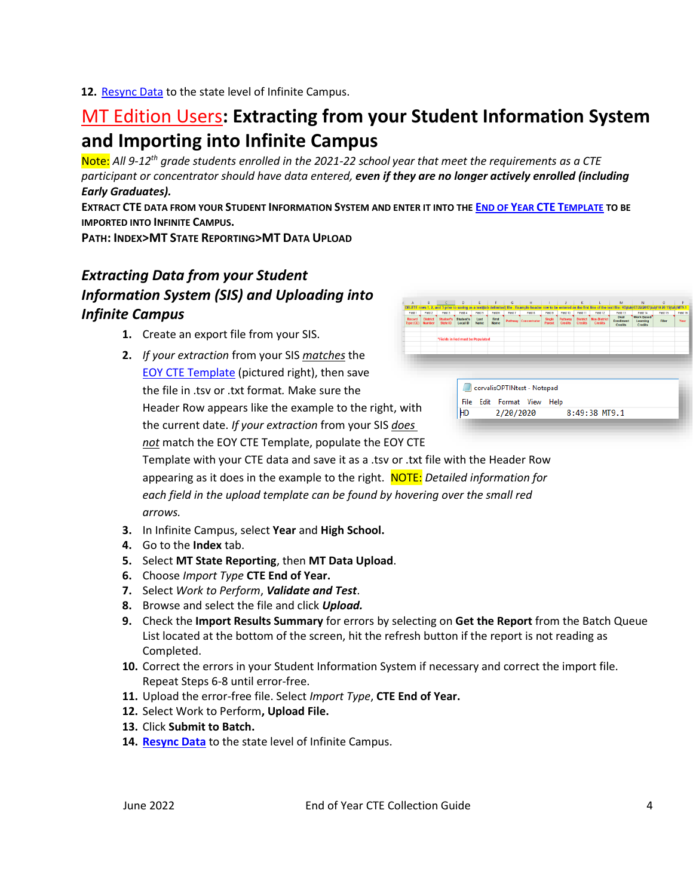**12.** Resync Data to the state level of Infinite Campus.

## MT Edition Users: Extracting from your Student Information System and Importing into Infinite Campus

Note: *All 9-12th grade students enrolled in the 2021-22 school year that meet the requirements as a CTE participant or concentrator should have data entered,* ***even if they are no longer actively enrolled (including Early Graduates).***

**EXTRACT CTE DATA FROM YOUR STUDENT INFORMATION SYSTEM AND ENTER IT INTO THE END OF YEAR CTE TEMPLATE TO BE IMPORTED INTO INFINITE CAMPUS.**

**PATH: INDEX>MT STATE REPORTING>MT DATA UPLOAD**

### *Extracting Data from your Student Information System (SIS) and Uploading into Infinite Campus*

1. Create an export file from your SIS.
2. *If your extraction* from your SIS *matches* the EOY CTE Template (pictured right), then save the file in .tsv or .txt format. Make sure the Header Row appears like the example to the right, with the current date. *If your extraction* from your SIS *does not* match the EOY CTE Template, populate the EOY CTE Template with your CTE data and save it as a .tsv or .txt file with the Header Row appearing as it does in the example to the right. NOTE: *Detailed information for each field in the upload template can be found by hovering over the small red arrows.*
3. In Infinite Campus, select **Year** and **High School.**
4. Go to the **Index** tab.
5. Select **MT State Reporting**, then **MT Data Upload**.
6. Choose *Import Type* **CTE End of Year.**
7. Select *Work to Perform*, ***Validate and Test***.
8. Browse and select the file and click ***Upload.***
9. Check the **Import Results Summary** for errors by selecting on **Get the Report** from the Batch Queue List located at the bottom of the screen, hit the refresh button if the report is not reading as Completed.
10. Correct the errors in your Student Information System if necessary and correct the import file. Repeat Steps 6-8 until error-free.
11. Upload the error-free file. Select *Import Type*, **CTE End of Year.**
12. Select Work to Perform**, Upload File.**
13. Click **Submit to Batch.**
14. **Resync Data** to the state level of Infinite Campus.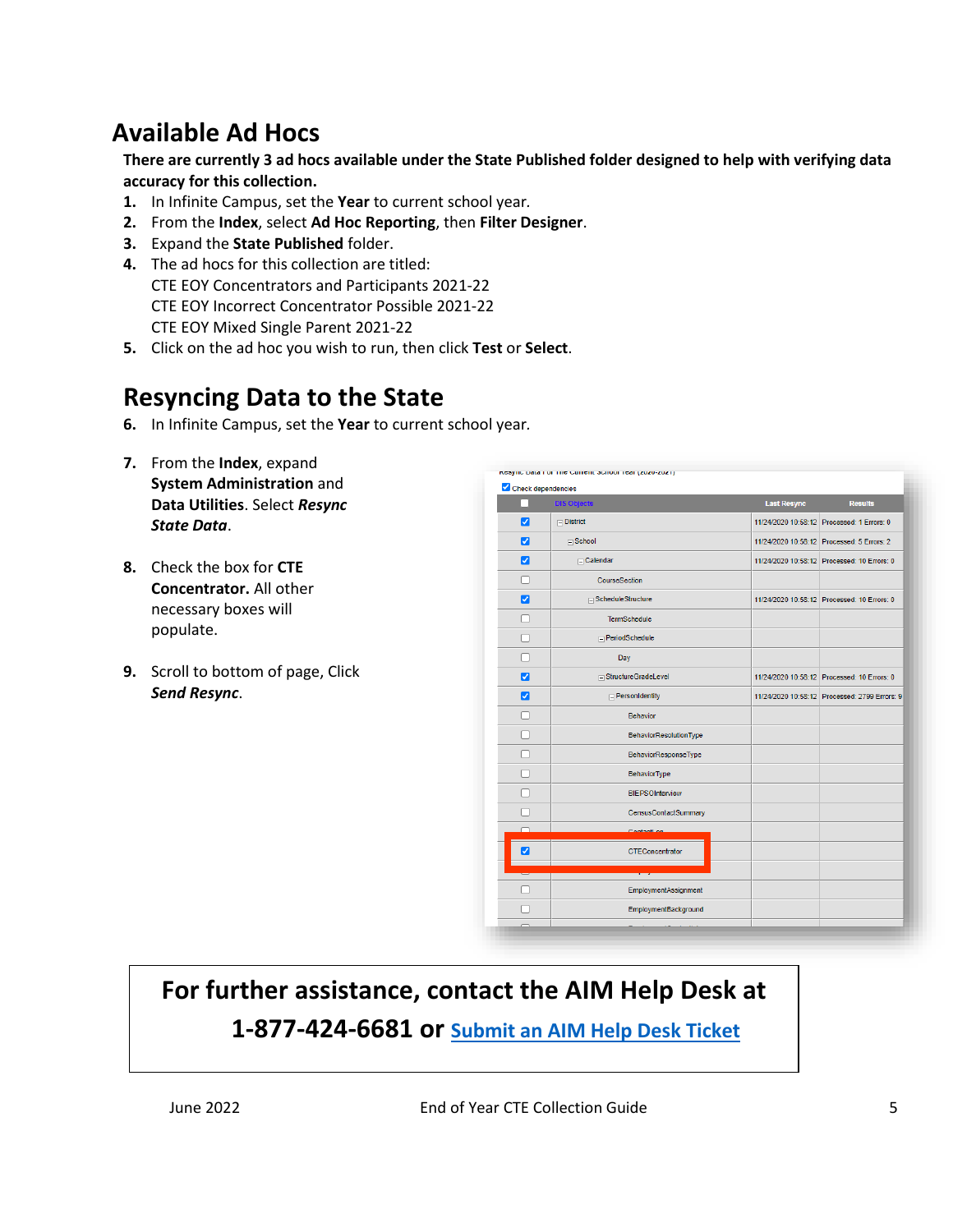## Available Ad Hocs

**There are currently 3 ad hocs available under the State Published folder designed to help with verifying data accuracy for this collection.**

1. In Infinite Campus, set the **Year** to current school year.
2. From the **Index**, select **Ad Hoc Reporting**, then **Filter Designer**.
3. Expand the **State Published** folder.
4. The ad hocs for this collection are titled:
   CTE EOY Concentrators and Participants 2021-22
   CTE EOY Incorrect Concentrator Possible 2021-22
   CTE EOY Mixed Single Parent 2021-22
5. Click on the ad hoc you wish to run, then click **Test** or **Select**.

## Resyncing Data to the State

6. In Infinite Campus, set the **Year** to current school year.
7. From the **Index**, expand **System Administration** and **Data Utilities**. Select ***Resync State Data***.
8. Check the box for **CTE Concentrator.** All other necessary boxes will populate.
9. Scroll to bottom of page, Click ***Send Resync***.

**For further assistance, contact the AIM Help Desk at 1-877-424-6681 or [Submit an AIM Help Desk Ticket]**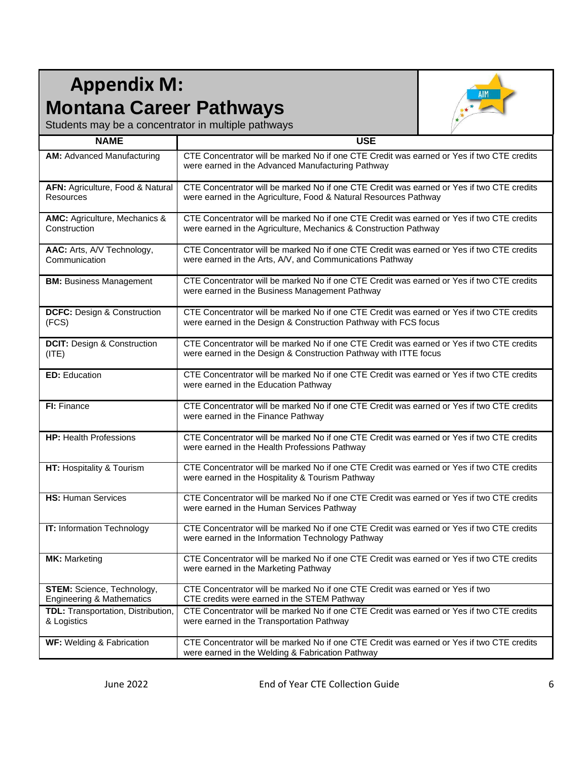# Appendix M:

# Montana Career Pathways

Students may be a concentrator in multiple pathways

| NAME | USE |
|---|---|
| **AM:** Advanced Manufacturing | CTE Concentrator will be marked No if one CTE Credit was earned or Yes if two CTE credits were earned in the Advanced Manufacturing Pathway |
| **AFN:** Agriculture, Food & Natural Resources | CTE Concentrator will be marked No if one CTE Credit was earned or Yes if two CTE credits were earned in the Agriculture, Food & Natural Resources Pathway |
| **AMC:** Agriculture, Mechanics & Construction | CTE Concentrator will be marked No if one CTE Credit was earned or Yes if two CTE credits were earned in the Agriculture, Mechanics & Construction Pathway |
| **AAC:** Arts, A/V Technology, Communication | CTE Concentrator will be marked No if one CTE Credit was earned or Yes if two CTE credits were earned in the Arts, A/V, and Communications Pathway |
| **BM:** Business Management | CTE Concentrator will be marked No if one CTE Credit was earned or Yes if two CTE credits were earned in the Business Management Pathway |
| **DCFC:** Design & Construction (FCS) | CTE Concentrator will be marked No if one CTE Credit was earned or Yes if two CTE credits were earned in the Design & Construction Pathway with FCS focus |
| **DCIT:** Design & Construction (ITE) | CTE Concentrator will be marked No if one CTE Credit was earned or Yes if two CTE credits were earned in the Design & Construction Pathway with ITTE focus |
| **ED:** Education | CTE Concentrator will be marked No if one CTE Credit was earned or Yes if two CTE credits were earned in the Education Pathway |
| **FI:** Finance | CTE Concentrator will be marked No if one CTE Credit was earned or Yes if two CTE credits were earned in the Finance Pathway |
| **HP:** Health Professions | CTE Concentrator will be marked No if one CTE Credit was earned or Yes if two CTE credits were earned in the Health Professions Pathway |
| **HT:** Hospitality & Tourism | CTE Concentrator will be marked No if one CTE Credit was earned or Yes if two CTE credits were earned in the Hospitality & Tourism Pathway |
| **HS:** Human Services | CTE Concentrator will be marked No if one CTE Credit was earned or Yes if two CTE credits were earned in the Human Services Pathway |
| **IT:** Information Technology | CTE Concentrator will be marked No if one CTE Credit was earned or Yes if two CTE credits were earned in the Information Technology Pathway |
| **MK:** Marketing | CTE Concentrator will be marked No if one CTE Credit was earned or Yes if two CTE credits were earned in the Marketing Pathway |
| **STEM:** Science, Technology, Engineering & Mathematics | CTE Concentrator will be marked No if one CTE Credit was earned or Yes if two CTE credits were earned in the STEM Pathway |
| **TDL:** Transportation, Distribution, & Logistics | CTE Concentrator will be marked No if one CTE Credit was earned or Yes if two CTE credits were earned in the Transportation Pathway |
| **WF:** Welding & Fabrication | CTE Concentrator will be marked No if one CTE Credit was earned or Yes if two CTE credits were earned in the Welding & Fabrication Pathway |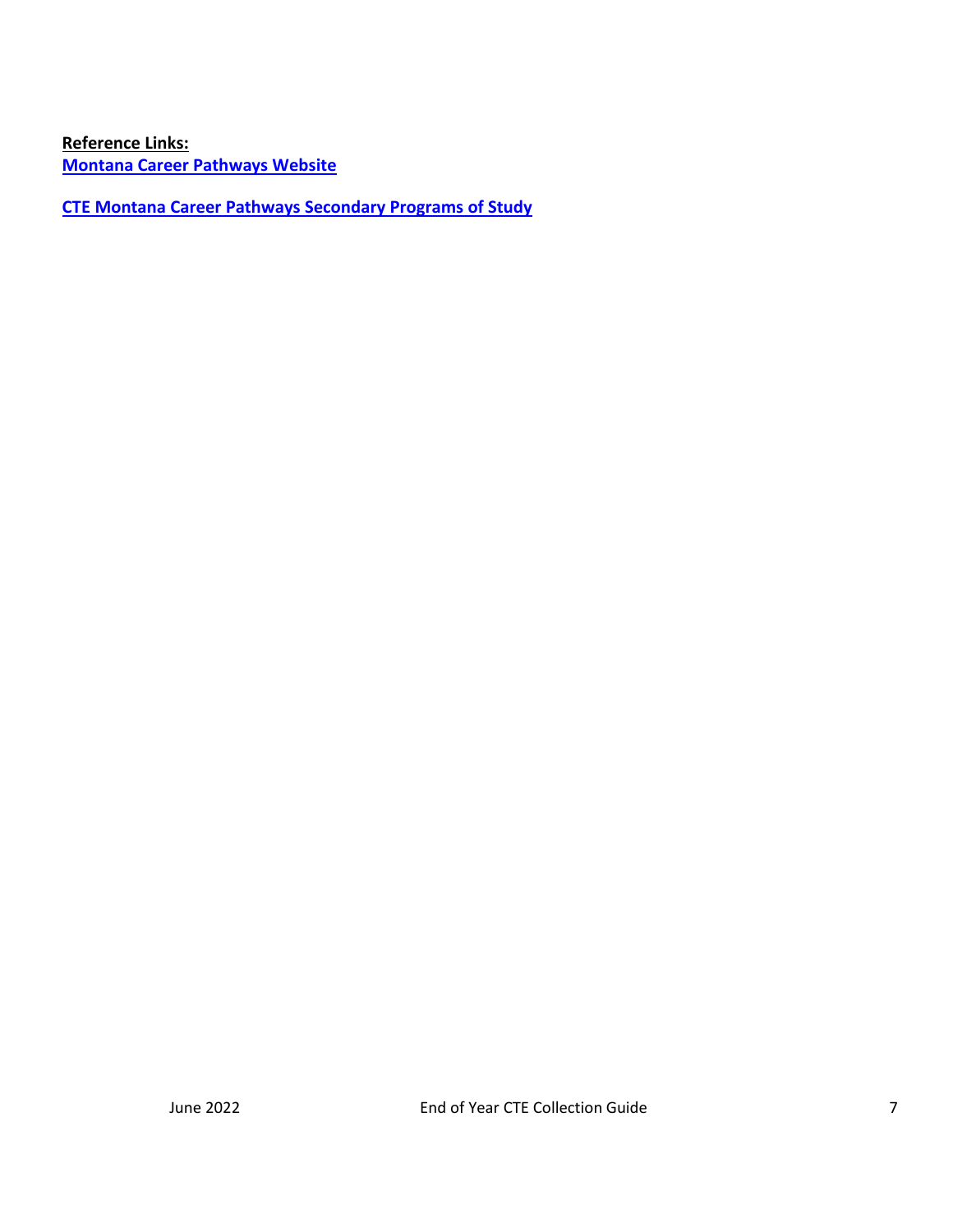**Reference Links:**
**Montana Career Pathways Website**

**CTE Montana Career Pathways Secondary Programs of Study**